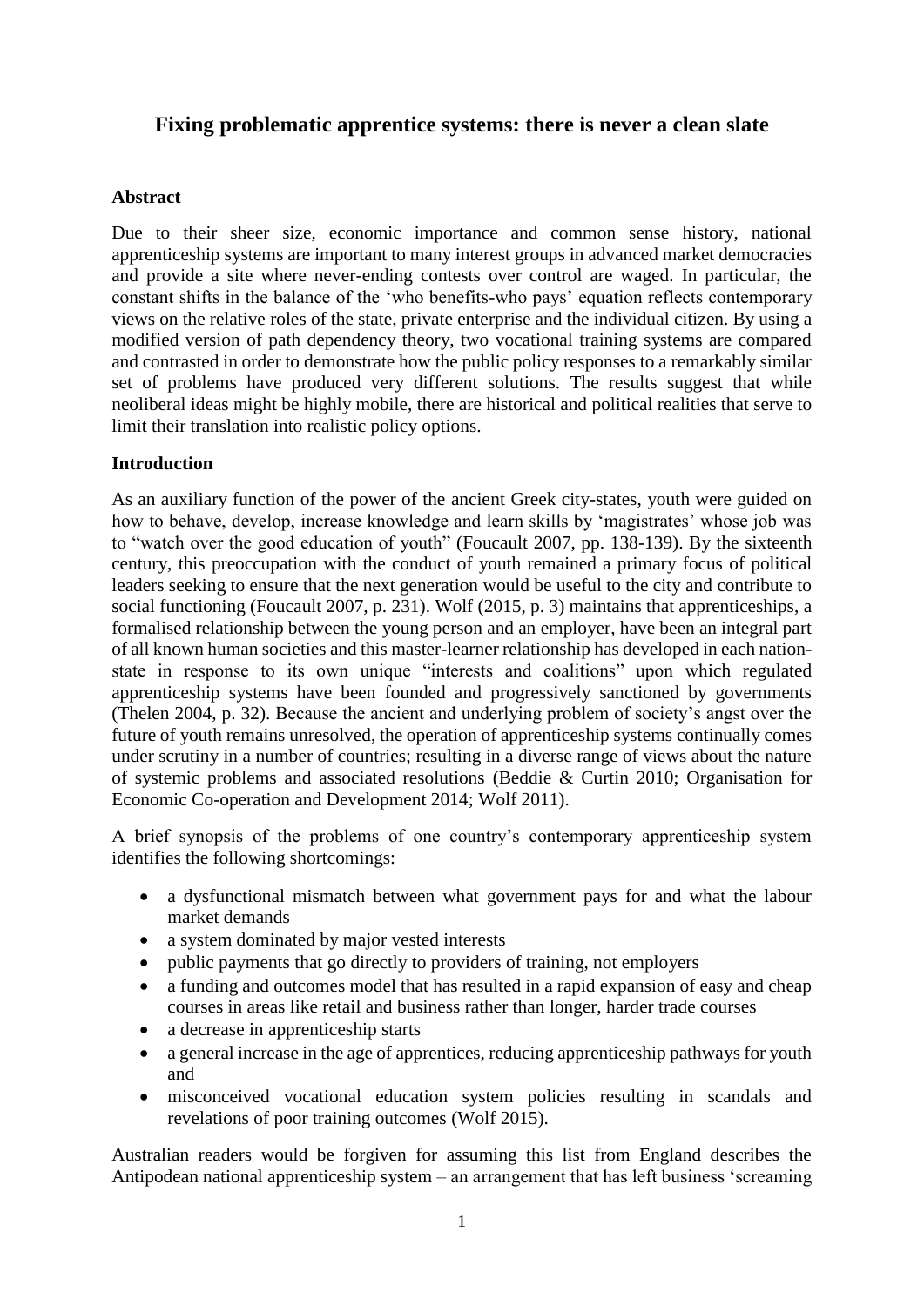# Fixing problematic apprentice systems: there is never a clean slate

## Abstract

Due to their sheer size, economic importance and common sense history, national apprenticeship systems are important to many interest groups in advanced market democracies and provide a site where never-ending contests over control are waged. In particular, the constant shifts in the balance of the 'who benefits-who pays' equation reflects contemporary views on the relative roles of the state, private enterprise and the individual citizen. By using a modified version of path dependency theory, two vocational training systems are compared and contrasted in order to demonstrate how the public policy responses to a remarkably similar set of problems have produced very different solutions. The results suggest that while neoliberal ideas might be highly mobile, there are historical and political realities that serve to limit their translation into realistic policy options.

## Introduction

As an auxiliary function of the power of the ancient Greek city-states, youth were guided on how to behave, develop, increase knowledge and learn skills by 'magistrates' whose job was to "watch over the good education of youth" (Foucault 2007, pp. 138-139). By the sixteenth century, this preoccupation with the conduct of youth remained a primary focus of political leaders seeking to ensure that the next generation would be useful to the city and contribute to social functioning (Foucault 2007, p. 231). Wolf (2015, p. 3) maintains that apprenticeships, a formalised relationship between the young person and an employer, have been an integral part of all known human societies and this master-learner relationship has developed in each nation-state in response to its own unique "interests and coalitions" upon which regulated apprenticeship systems have been founded and progressively sanctioned by governments (Thelen 2004, p. 32). Because the ancient and underlying problem of society's angst over the future of youth remains unresolved, the operation of apprenticeship systems continually comes under scrutiny in a number of countries; resulting in a diverse range of views about the nature of systemic problems and associated resolutions (Beddie & Curtin 2010; Organisation for Economic Co-operation and Development 2014; Wolf 2011).

A brief synopsis of the problems of one country's contemporary apprenticeship system identifies the following shortcomings:

- a dysfunctional mismatch between what government pays for and what the labour market demands
- a system dominated by major vested interests
- public payments that go directly to providers of training, not employers
- a funding and outcomes model that has resulted in a rapid expansion of easy and cheap courses in areas like retail and business rather than longer, harder trade courses
- a decrease in apprenticeship starts
- a general increase in the age of apprentices, reducing apprenticeship pathways for youth and
- misconceived vocational education system policies resulting in scandals and revelations of poor training outcomes (Wolf 2015).

Australian readers would be forgiven for assuming this list from England describes the Antipodean national apprenticeship system – an arrangement that has left business 'screaming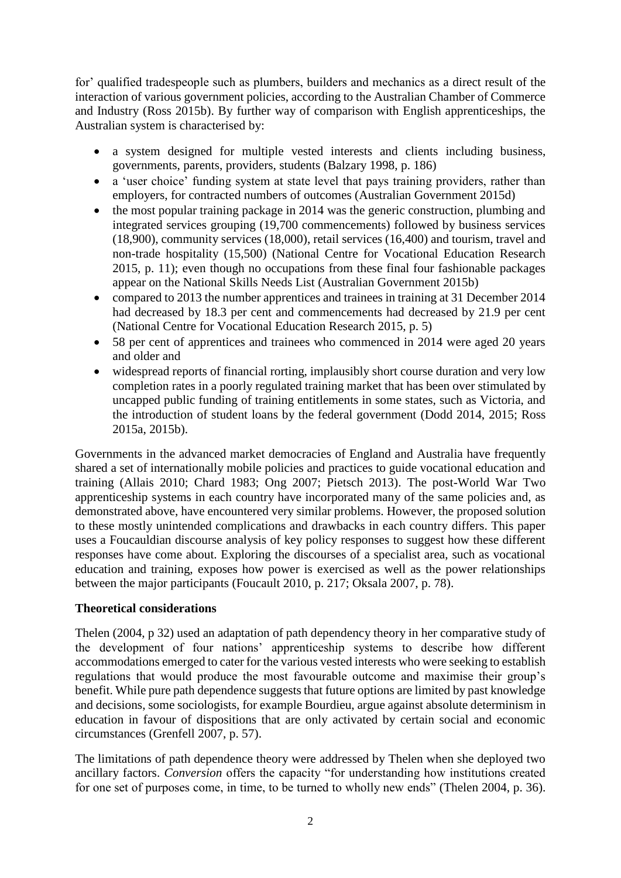for' qualified tradespeople such as plumbers, builders and mechanics as a direct result of the interaction of various government policies, according to the Australian Chamber of Commerce and Industry (Ross 2015b). By further way of comparison with English apprenticeships, the Australian system is characterised by:

- a system designed for multiple vested interests and clients including business, governments, parents, providers, students (Balzary 1998, p. 186)
- a 'user choice' funding system at state level that pays training providers, rather than employers, for contracted numbers of outcomes (Australian Government 2015d)
- the most popular training package in 2014 was the generic construction, plumbing and integrated services grouping (19,700 commencements) followed by business services (18,900), community services (18,000), retail services (16,400) and tourism, travel and non-trade hospitality (15,500) (National Centre for Vocational Education Research 2015, p. 11); even though no occupations from these final four fashionable packages appear on the National Skills Needs List (Australian Government 2015b)
- compared to 2013 the number apprentices and trainees in training at 31 December 2014 had decreased by 18.3 per cent and commencements had decreased by 21.9 per cent (National Centre for Vocational Education Research 2015, p. 5)
- 58 per cent of apprentices and trainees who commenced in 2014 were aged 20 years and older and
- widespread reports of financial rorting, implausibly short course duration and very low completion rates in a poorly regulated training market that has been over stimulated by uncapped public funding of training entitlements in some states, such as Victoria, and the introduction of student loans by the federal government (Dodd 2014, 2015; Ross 2015a, 2015b).

Governments in the advanced market democracies of England and Australia have frequently shared a set of internationally mobile policies and practices to guide vocational education and training (Allais 2010; Chard 1983; Ong 2007; Pietsch 2013). The post-World War Two apprenticeship systems in each country have incorporated many of the same policies and, as demonstrated above, have encountered very similar problems. However, the proposed solution to these mostly unintended complications and drawbacks in each country differs. This paper uses a Foucauldian discourse analysis of key policy responses to suggest how these different responses have come about. Exploring the discourses of a specialist area, such as vocational education and training, exposes how power is exercised as well as the power relationships between the major participants (Foucault 2010, p. 217; Oksala 2007, p. 78).

## Theoretical considerations

Thelen (2004, p 32) used an adaptation of path dependency theory in her comparative study of the development of four nations' apprenticeship systems to describe how different accommodations emerged to cater for the various vested interests who were seeking to establish regulations that would produce the most favourable outcome and maximise their group's benefit. While pure path dependence suggests that future options are limited by past knowledge and decisions, some sociologists, for example Bourdieu, argue against absolute determinism in education in favour of dispositions that are only activated by certain social and economic circumstances (Grenfell 2007, p. 57).

The limitations of path dependence theory were addressed by Thelen when she deployed two ancillary factors. *Conversion* offers the capacity "for understanding how institutions created for one set of purposes come, in time, to be turned to wholly new ends" (Thelen 2004, p. 36).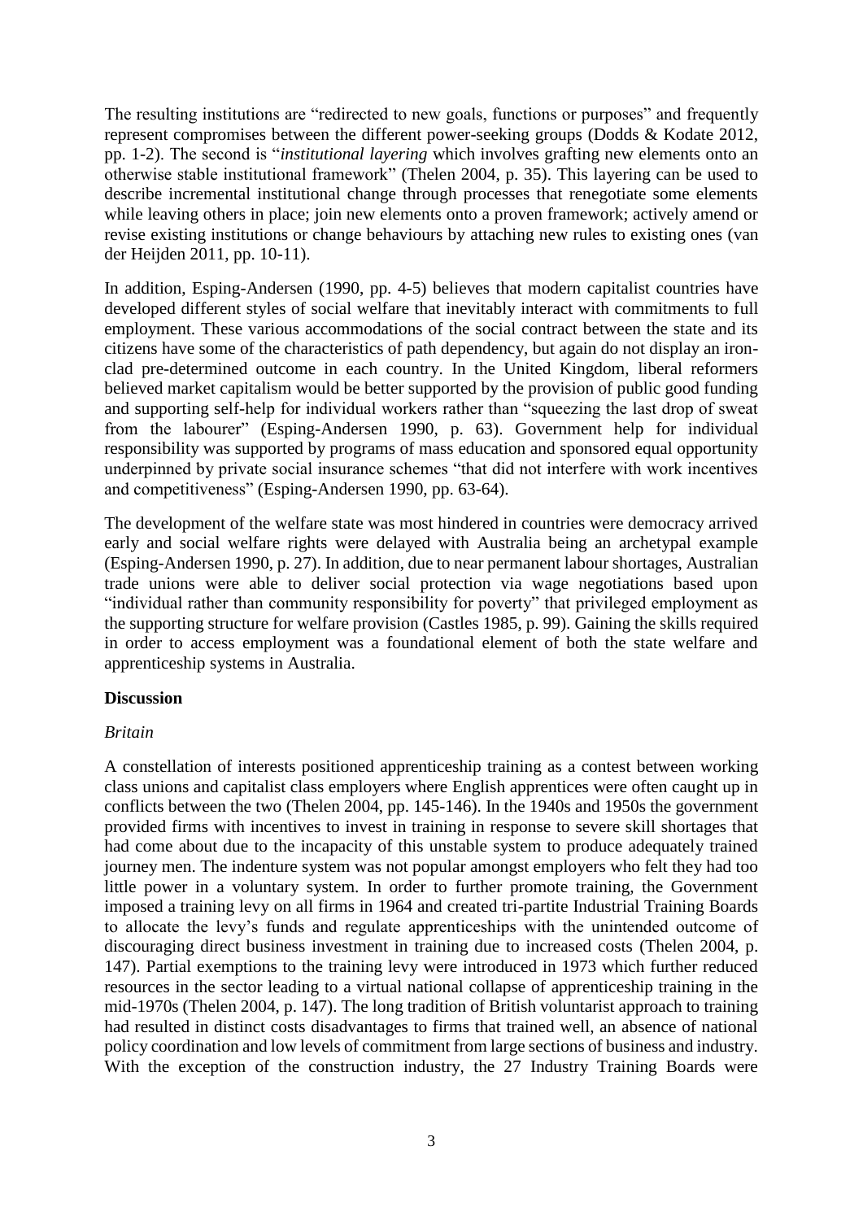The resulting institutions are "redirected to new goals, functions or purposes" and frequently represent compromises between the different power-seeking groups (Dodds & Kodate 2012, pp. 1-2). The second is "*institutional layering* which involves grafting new elements onto an otherwise stable institutional framework" (Thelen 2004, p. 35). This layering can be used to describe incremental institutional change through processes that renegotiate some elements while leaving others in place; join new elements onto a proven framework; actively amend or revise existing institutions or change behaviours by attaching new rules to existing ones (van der Heijden 2011, pp. 10-11).

In addition, Esping-Andersen (1990, pp. 4-5) believes that modern capitalist countries have developed different styles of social welfare that inevitably interact with commitments to full employment. These various accommodations of the social contract between the state and its citizens have some of the characteristics of path dependency, but again do not display an iron-clad pre-determined outcome in each country. In the United Kingdom, liberal reformers believed market capitalism would be better supported by the provision of public good funding and supporting self-help for individual workers rather than "squeezing the last drop of sweat from the labourer" (Esping-Andersen 1990, p. 63). Government help for individual responsibility was supported by programs of mass education and sponsored equal opportunity underpinned by private social insurance schemes "that did not interfere with work incentives and competitiveness" (Esping-Andersen 1990, pp. 63-64).

The development of the welfare state was most hindered in countries were democracy arrived early and social welfare rights were delayed with Australia being an archetypal example (Esping-Andersen 1990, p. 27). In addition, due to near permanent labour shortages, Australian trade unions were able to deliver social protection via wage negotiations based upon "individual rather than community responsibility for poverty" that privileged employment as the supporting structure for welfare provision (Castles 1985, p. 99). Gaining the skills required in order to access employment was a foundational element of both the state welfare and apprenticeship systems in Australia.

**Discussion**

*Britain*

A constellation of interests positioned apprenticeship training as a contest between working class unions and capitalist class employers where English apprentices were often caught up in conflicts between the two (Thelen 2004, pp. 145-146). In the 1940s and 1950s the government provided firms with incentives to invest in training in response to severe skill shortages that had come about due to the incapacity of this unstable system to produce adequately trained journey men. The indenture system was not popular amongst employers who felt they had too little power in a voluntary system. In order to further promote training, the Government imposed a training levy on all firms in 1964 and created tri-partite Industrial Training Boards to allocate the levy's funds and regulate apprenticeships with the unintended outcome of discouraging direct business investment in training due to increased costs (Thelen 2004, p. 147). Partial exemptions to the training levy were introduced in 1973 which further reduced resources in the sector leading to a virtual national collapse of apprenticeship training in the mid-1970s (Thelen 2004, p. 147). The long tradition of British voluntarist approach to training had resulted in distinct costs disadvantages to firms that trained well, an absence of national policy coordination and low levels of commitment from large sections of business and industry. With the exception of the construction industry, the 27 Industry Training Boards were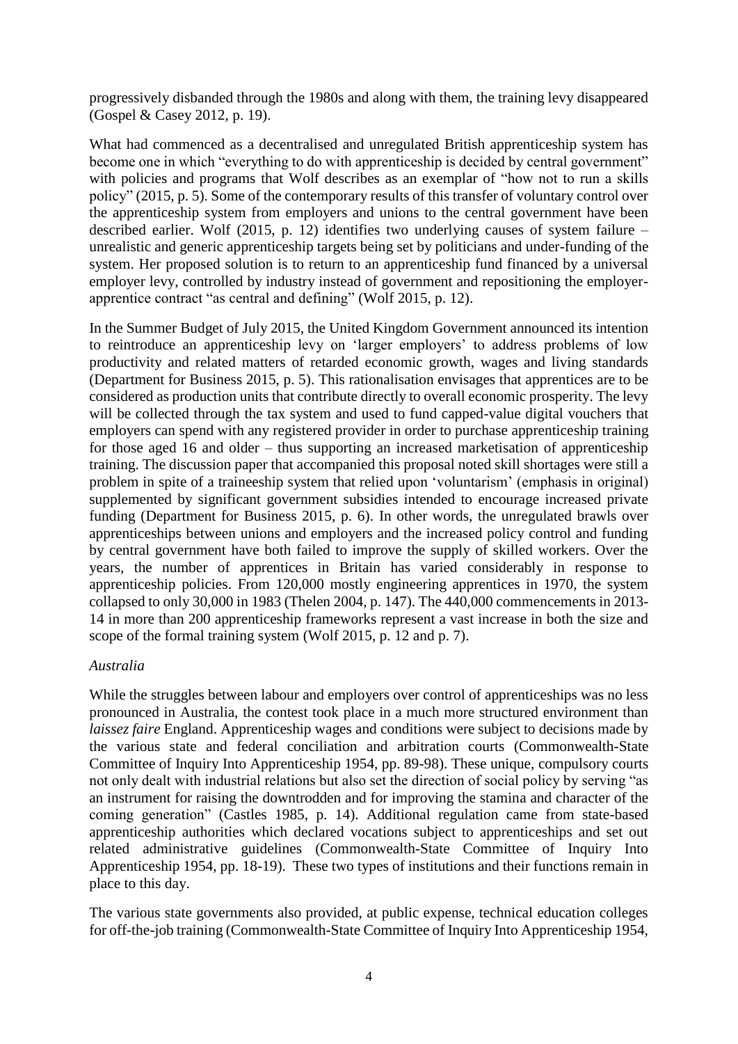progressively disbanded through the 1980s and along with them, the training levy disappeared (Gospel & Casey 2012, p. 19).

What had commenced as a decentralised and unregulated British apprenticeship system has become one in which "everything to do with apprenticeship is decided by central government" with policies and programs that Wolf describes as an exemplar of "how not to run a skills policy" (2015, p. 5). Some of the contemporary results of this transfer of voluntary control over the apprenticeship system from employers and unions to the central government have been described earlier. Wolf (2015, p. 12) identifies two underlying causes of system failure – unrealistic and generic apprenticeship targets being set by politicians and under-funding of the system. Her proposed solution is to return to an apprenticeship fund financed by a universal employer levy, controlled by industry instead of government and repositioning the employer-apprentice contract "as central and defining" (Wolf 2015, p. 12).

In the Summer Budget of July 2015, the United Kingdom Government announced its intention to reintroduce an apprenticeship levy on 'larger employers' to address problems of low productivity and related matters of retarded economic growth, wages and living standards (Department for Business 2015, p. 5). This rationalisation envisages that apprentices are to be considered as production units that contribute directly to overall economic prosperity. The levy will be collected through the tax system and used to fund capped-value digital vouchers that employers can spend with any registered provider in order to purchase apprenticeship training for those aged 16 and older – thus supporting an increased marketisation of apprenticeship training. The discussion paper that accompanied this proposal noted skill shortages were still a problem in spite of a traineeship system that relied upon 'voluntarism' (emphasis in original) supplemented by significant government subsidies intended to encourage increased private funding (Department for Business 2015, p. 6). In other words, the unregulated brawls over apprenticeships between unions and employers and the increased policy control and funding by central government have both failed to improve the supply of skilled workers. Over the years, the number of apprentices in Britain has varied considerably in response to apprenticeship policies. From 120,000 mostly engineering apprentices in 1970, the system collapsed to only 30,000 in 1983 (Thelen 2004, p. 147). The 440,000 commencements in 2013-14 in more than 200 apprenticeship frameworks represent a vast increase in both the size and scope of the formal training system (Wolf 2015, p. 12 and p. 7).

*Australia*

While the struggles between labour and employers over control of apprenticeships was no less pronounced in Australia, the contest took place in a much more structured environment than *laissez faire* England. Apprenticeship wages and conditions were subject to decisions made by the various state and federal conciliation and arbitration courts (Commonwealth-State Committee of Inquiry Into Apprenticeship 1954, pp. 89-98). These unique, compulsory courts not only dealt with industrial relations but also set the direction of social policy by serving "as an instrument for raising the downtrodden and for improving the stamina and character of the coming generation" (Castles 1985, p. 14). Additional regulation came from state-based apprenticeship authorities which declared vocations subject to apprenticeships and set out related administrative guidelines (Commonwealth-State Committee of Inquiry Into Apprenticeship 1954, pp. 18-19). These two types of institutions and their functions remain in place to this day.

The various state governments also provided, at public expense, technical education colleges for off-the-job training (Commonwealth-State Committee of Inquiry Into Apprenticeship 1954,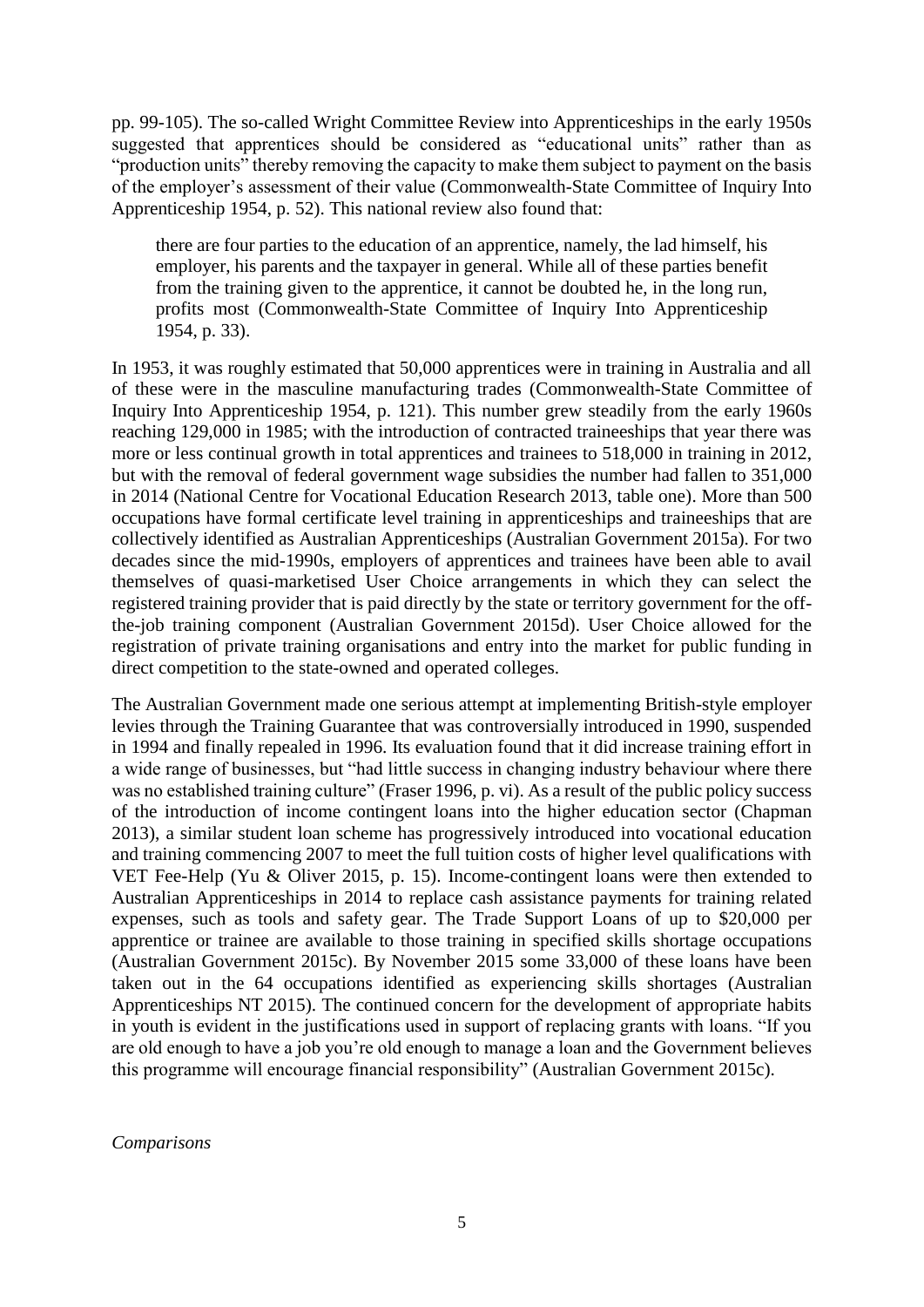pp. 99-105). The so-called Wright Committee Review into Apprenticeships in the early 1950s suggested that apprentices should be considered as "educational units" rather than as "production units" thereby removing the capacity to make them subject to payment on the basis of the employer's assessment of their value (Commonwealth-State Committee of Inquiry Into Apprenticeship 1954, p. 52). This national review also found that:

> there are four parties to the education of an apprentice, namely, the lad himself, his employer, his parents and the taxpayer in general. While all of these parties benefit from the training given to the apprentice, it cannot be doubted he, in the long run, profits most (Commonwealth-State Committee of Inquiry Into Apprenticeship 1954, p. 33).

In 1953, it was roughly estimated that 50,000 apprentices were in training in Australia and all of these were in the masculine manufacturing trades (Commonwealth-State Committee of Inquiry Into Apprenticeship 1954, p. 121). This number grew steadily from the early 1960s reaching 129,000 in 1985; with the introduction of contracted traineeships that year there was more or less continual growth in total apprentices and trainees to 518,000 in training in 2012, but with the removal of federal government wage subsidies the number had fallen to 351,000 in 2014 (National Centre for Vocational Education Research 2013, table one). More than 500 occupations have formal certificate level training in apprenticeships and traineeships that are collectively identified as Australian Apprenticeships (Australian Government 2015a). For two decades since the mid-1990s, employers of apprentices and trainees have been able to avail themselves of quasi-marketised User Choice arrangements in which they can select the registered training provider that is paid directly by the state or territory government for the off-the-job training component (Australian Government 2015d). User Choice allowed for the registration of private training organisations and entry into the market for public funding in direct competition to the state-owned and operated colleges.

The Australian Government made one serious attempt at implementing British-style employer levies through the Training Guarantee that was controversially introduced in 1990, suspended in 1994 and finally repealed in 1996. Its evaluation found that it did increase training effort in a wide range of businesses, but "had little success in changing industry behaviour where there was no established training culture" (Fraser 1996, p. vi). As a result of the public policy success of the introduction of income contingent loans into the higher education sector (Chapman 2013), a similar student loan scheme has progressively introduced into vocational education and training commencing 2007 to meet the full tuition costs of higher level qualifications with VET Fee-Help (Yu & Oliver 2015, p. 15). Income-contingent loans were then extended to Australian Apprenticeships in 2014 to replace cash assistance payments for training related expenses, such as tools and safety gear. The Trade Support Loans of up to $20,000 per apprentice or trainee are available to those training in specified skills shortage occupations (Australian Government 2015c). By November 2015 some 33,000 of these loans have been taken out in the 64 occupations identified as experiencing skills shortages (Australian Apprenticeships NT 2015). The continued concern for the development of appropriate habits in youth is evident in the justifications used in support of replacing grants with loans. "If you are old enough to have a job you're old enough to manage a loan and the Government believes this programme will encourage financial responsibility" (Australian Government 2015c).

*Comparisons*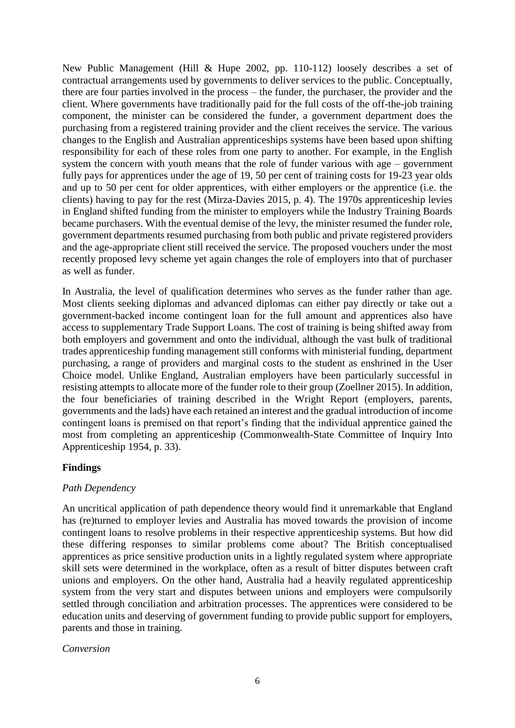New Public Management (Hill & Hupe 2002, pp. 110-112) loosely describes a set of contractual arrangements used by governments to deliver services to the public. Conceptually, there are four parties involved in the process – the funder, the purchaser, the provider and the client. Where governments have traditionally paid for the full costs of the off-the-job training component, the minister can be considered the funder, a government department does the purchasing from a registered training provider and the client receives the service. The various changes to the English and Australian apprenticeships systems have been based upon shifting responsibility for each of these roles from one party to another. For example, in the English system the concern with youth means that the role of funder various with age – government fully pays for apprentices under the age of 19, 50 per cent of training costs for 19-23 year olds and up to 50 per cent for older apprentices, with either employers or the apprentice (i.e. the clients) having to pay for the rest (Mirza-Davies 2015, p. 4). The 1970s apprenticeship levies in England shifted funding from the minister to employers while the Industry Training Boards became purchasers. With the eventual demise of the levy, the minister resumed the funder role, government departments resumed purchasing from both public and private registered providers and the age-appropriate client still received the service. The proposed vouchers under the most recently proposed levy scheme yet again changes the role of employers into that of purchaser as well as funder.

In Australia, the level of qualification determines who serves as the funder rather than age. Most clients seeking diplomas and advanced diplomas can either pay directly or take out a government-backed income contingent loan for the full amount and apprentices also have access to supplementary Trade Support Loans. The cost of training is being shifted away from both employers and government and onto the individual, although the vast bulk of traditional trades apprenticeship funding management still conforms with ministerial funding, department purchasing, a range of providers and marginal costs to the student as enshrined in the User Choice model. Unlike England, Australian employers have been particularly successful in resisting attempts to allocate more of the funder role to their group (Zoellner 2015). In addition, the four beneficiaries of training described in the Wright Report (employers, parents, governments and the lads) have each retained an interest and the gradual introduction of income contingent loans is premised on that report's finding that the individual apprentice gained the most from completing an apprenticeship (Commonwealth-State Committee of Inquiry Into Apprenticeship 1954, p. 33).

## Findings

### *Path Dependency*

An uncritical application of path dependence theory would find it unremarkable that England has (re)turned to employer levies and Australia has moved towards the provision of income contingent loans to resolve problems in their respective apprenticeship systems. But how did these differing responses to similar problems come about? The British conceptualised apprentices as price sensitive production units in a lightly regulated system where appropriate skill sets were determined in the workplace, often as a result of bitter disputes between craft unions and employers. On the other hand, Australia had a heavily regulated apprenticeship system from the very start and disputes between unions and employers were compulsorily settled through conciliation and arbitration processes. The apprentices were considered to be education units and deserving of government funding to provide public support for employers, parents and those in training.

### *Conversion*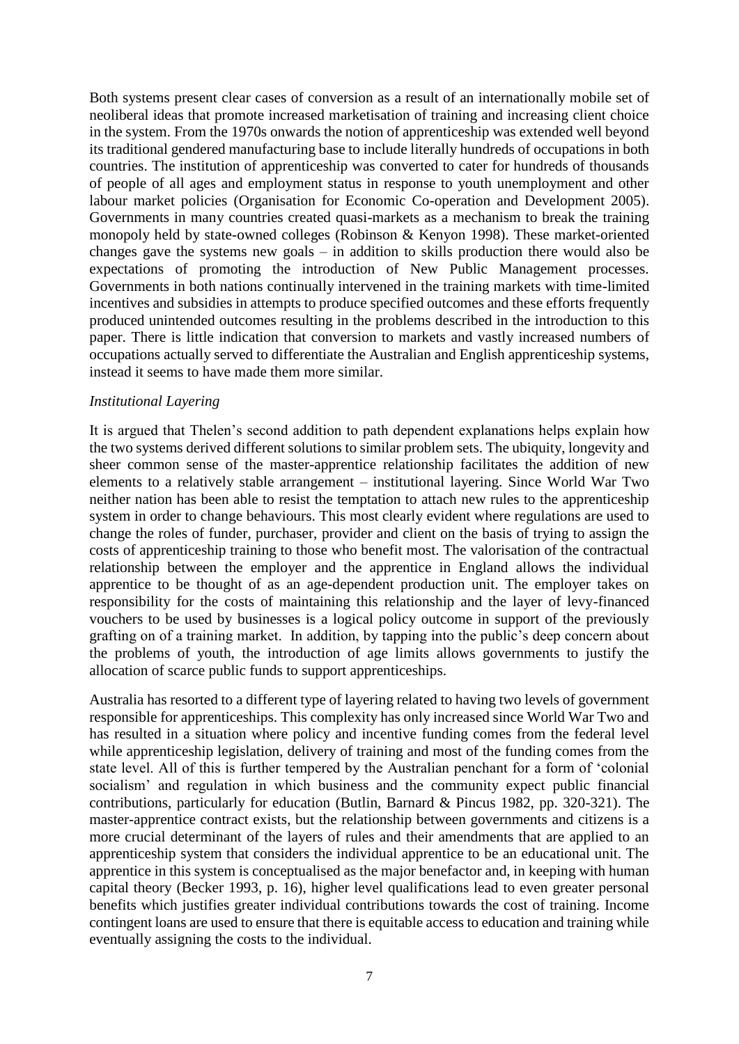Both systems present clear cases of conversion as a result of an internationally mobile set of neoliberal ideas that promote increased marketisation of training and increasing client choice in the system. From the 1970s onwards the notion of apprenticeship was extended well beyond its traditional gendered manufacturing base to include literally hundreds of occupations in both countries. The institution of apprenticeship was converted to cater for hundreds of thousands of people of all ages and employment status in response to youth unemployment and other labour market policies (Organisation for Economic Co-operation and Development 2005). Governments in many countries created quasi-markets as a mechanism to break the training monopoly held by state-owned colleges (Robinson & Kenyon 1998). These market-oriented changes gave the systems new goals – in addition to skills production there would also be expectations of promoting the introduction of New Public Management processes. Governments in both nations continually intervened in the training markets with time-limited incentives and subsidies in attempts to produce specified outcomes and these efforts frequently produced unintended outcomes resulting in the problems described in the introduction to this paper. There is little indication that conversion to markets and vastly increased numbers of occupations actually served to differentiate the Australian and English apprenticeship systems, instead it seems to have made them more similar.

*Institutional Layering*

It is argued that Thelen's second addition to path dependent explanations helps explain how the two systems derived different solutions to similar problem sets. The ubiquity, longevity and sheer common sense of the master-apprentice relationship facilitates the addition of new elements to a relatively stable arrangement – institutional layering. Since World War Two neither nation has been able to resist the temptation to attach new rules to the apprenticeship system in order to change behaviours. This most clearly evident where regulations are used to change the roles of funder, purchaser, provider and client on the basis of trying to assign the costs of apprenticeship training to those who benefit most. The valorisation of the contractual relationship between the employer and the apprentice in England allows the individual apprentice to be thought of as an age-dependent production unit. The employer takes on responsibility for the costs of maintaining this relationship and the layer of levy-financed vouchers to be used by businesses is a logical policy outcome in support of the previously grafting on of a training market. In addition, by tapping into the public's deep concern about the problems of youth, the introduction of age limits allows governments to justify the allocation of scarce public funds to support apprenticeships.

Australia has resorted to a different type of layering related to having two levels of government responsible for apprenticeships. This complexity has only increased since World War Two and has resulted in a situation where policy and incentive funding comes from the federal level while apprenticeship legislation, delivery of training and most of the funding comes from the state level. All of this is further tempered by the Australian penchant for a form of 'colonial socialism' and regulation in which business and the community expect public financial contributions, particularly for education (Butlin, Barnard & Pincus 1982, pp. 320-321). The master-apprentice contract exists, but the relationship between governments and citizens is a more crucial determinant of the layers of rules and their amendments that are applied to an apprenticeship system that considers the individual apprentice to be an educational unit. The apprentice in this system is conceptualised as the major benefactor and, in keeping with human capital theory (Becker 1993, p. 16), higher level qualifications lead to even greater personal benefits which justifies greater individual contributions towards the cost of training. Income contingent loans are used to ensure that there is equitable access to education and training while eventually assigning the costs to the individual.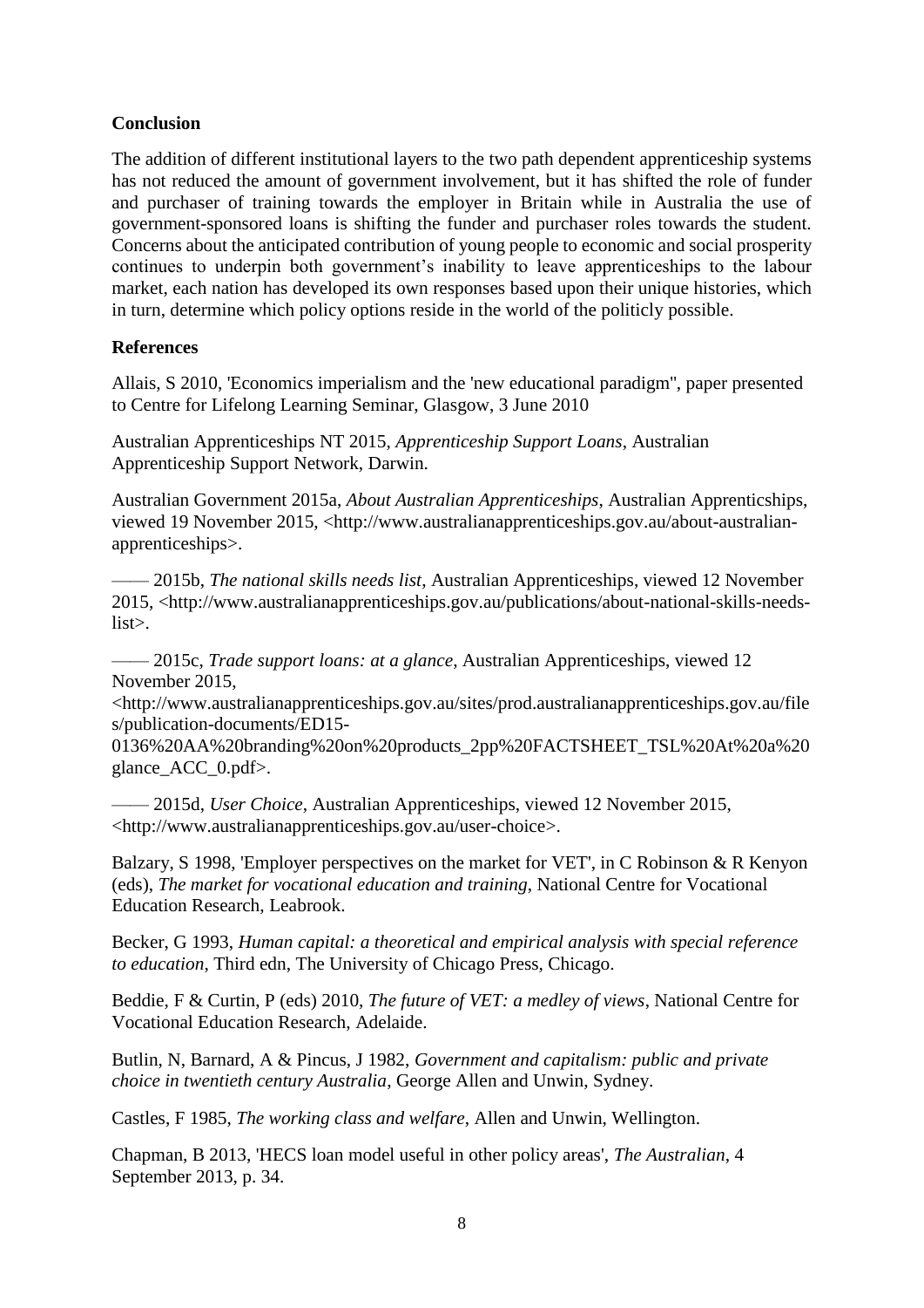**Conclusion**

The addition of different institutional layers to the two path dependent apprenticeship systems has not reduced the amount of government involvement, but it has shifted the role of funder and purchaser of training towards the employer in Britain while in Australia the use of government-sponsored loans is shifting the funder and purchaser roles towards the student. Concerns about the anticipated contribution of young people to economic and social prosperity continues to underpin both government's inability to leave apprenticeships to the labour market, each nation has developed its own responses based upon their unique histories, which in turn, determine which policy options reside in the world of the politicly possible.

**References**

Allais, S 2010, 'Economics imperialism and the 'new educational paradigm'', paper presented to Centre for Lifelong Learning Seminar, Glasgow, 3 June 2010

Australian Apprenticeships NT 2015, *Apprenticeship Support Loans*, Australian Apprenticeship Support Network, Darwin.

Australian Government 2015a, *About Australian Apprenticeships*, Australian Apprenticships, viewed 19 November 2015, <http://www.australianapprenticeships.gov.au/about-australian-apprenticeships>.

—— 2015b, *The national skills needs list*, Australian Apprenticeships, viewed 12 November 2015, <http://www.australianapprenticeships.gov.au/publications/about-national-skills-needs-list>.

—— 2015c, *Trade support loans: at a glance*, Australian Apprenticeships, viewed 12 November 2015, <http://www.australianapprenticeships.gov.au/sites/prod.australianapprenticeships.gov.au/files/publication-documents/ED15-0136%20AA%20branding%20on%20products_2pp%20FACTSHEET_TSL%20At%20a%20glance_ACC_0.pdf>.

—— 2015d, *User Choice*, Australian Apprenticeships, viewed 12 November 2015, <http://www.australianapprenticeships.gov.au/user-choice>.

Balzary, S 1998, 'Employer perspectives on the market for VET', in C Robinson & R Kenyon (eds), *The market for vocational education and training*, National Centre for Vocational Education Research, Leabrook.

Becker, G 1993, *Human capital: a theoretical and empirical analysis with special reference to education*, Third edn, The University of Chicago Press, Chicago.

Beddie, F & Curtin, P (eds) 2010, *The future of VET: a medley of views*, National Centre for Vocational Education Research, Adelaide.

Butlin, N, Barnard, A & Pincus, J 1982, *Government and capitalism: public and private choice in twentieth century Australia*, George Allen and Unwin, Sydney.

Castles, F 1985, *The working class and welfare*, Allen and Unwin, Wellington.

Chapman, B 2013, 'HECS loan model useful in other policy areas', *The Australian*, 4 September 2013, p. 34.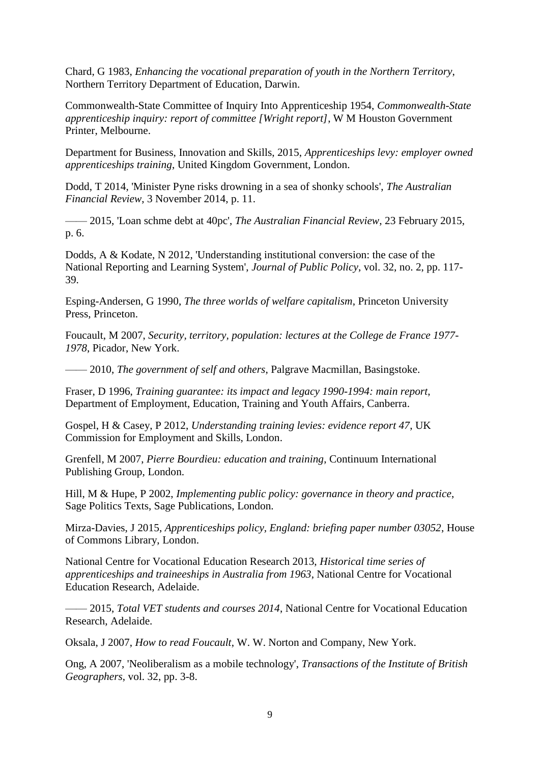Chard, G 1983, *Enhancing the vocational preparation of youth in the Northern Territory*, Northern Territory Department of Education, Darwin.

Commonwealth-State Committee of Inquiry Into Apprenticeship 1954, *Commonwealth-State apprenticeship inquiry: report of committee [Wright report]*, W M Houston Government Printer, Melbourne.

Department for Business, Innovation and Skills, 2015, *Apprenticeships levy: employer owned apprenticeships training*, United Kingdom Government, London.

Dodd, T 2014, 'Minister Pyne risks drowning in a sea of shonky schools', *The Australian Financial Review*, 3 November 2014, p. 11.

—— 2015, 'Loan schme debt at 40pc', *The Australian Financial Review*, 23 February 2015, p. 6.

Dodds, A & Kodate, N 2012, 'Understanding institutional conversion: the case of the National Reporting and Learning System', *Journal of Public Policy*, vol. 32, no. 2, pp. 117-39.

Esping-Andersen, G 1990, *The three worlds of welfare capitalism*, Princeton University Press, Princeton.

Foucault, M 2007, *Security, territory, population: lectures at the College de France 1977-1978*, Picador, New York.

—— 2010, *The government of self and others*, Palgrave Macmillan, Basingstoke.

Fraser, D 1996, *Training guarantee: its impact and legacy 1990-1994: main report*, Department of Employment, Education, Training and Youth Affairs, Canberra.

Gospel, H & Casey, P 2012, *Understanding training levies: evidence report 47*, UK Commission for Employment and Skills, London.

Grenfell, M 2007, *Pierre Bourdieu: education and training*, Continuum International Publishing Group, London.

Hill, M & Hupe, P 2002, *Implementing public policy: governance in theory and practice*, Sage Politics Texts, Sage Publications, London.

Mirza-Davies, J 2015, *Apprenticeships policy, England: briefing paper number 03052*, House of Commons Library, London.

National Centre for Vocational Education Research 2013, *Historical time series of apprenticeships and traineeships in Australia from 1963*, National Centre for Vocational Education Research, Adelaide.

—— 2015, *Total VET students and courses 2014*, National Centre for Vocational Education Research, Adelaide.

Oksala, J 2007, *How to read Foucault*, W. W. Norton and Company, New York.

Ong, A 2007, 'Neoliberalism as a mobile technology', *Transactions of the Institute of British Geographers*, vol. 32, pp. 3-8.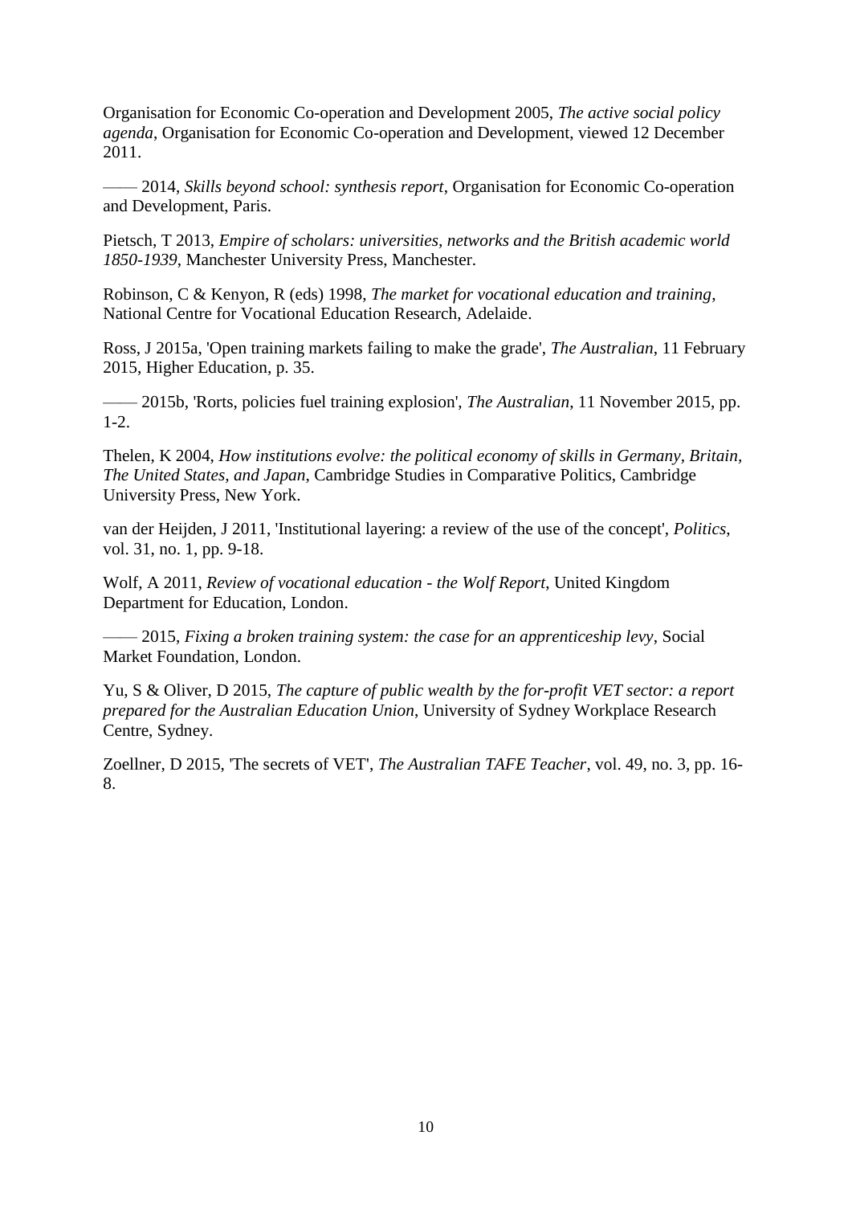Organisation for Economic Co-operation and Development 2005, *The active social policy agenda*, Organisation for Economic Co-operation and Development, viewed 12 December 2011.

—— 2014, *Skills beyond school: synthesis report*, Organisation for Economic Co-operation and Development, Paris.

Pietsch, T 2013, *Empire of scholars: universities, networks and the British academic world 1850-1939*, Manchester University Press, Manchester.

Robinson, C & Kenyon, R (eds) 1998, *The market for vocational education and training*, National Centre for Vocational Education Research, Adelaide.

Ross, J 2015a, 'Open training markets failing to make the grade', *The Australian*, 11 February 2015, Higher Education, p. 35.

—— 2015b, 'Rorts, policies fuel training explosion', *The Australian*, 11 November 2015, pp. 1-2.

Thelen, K 2004, *How institutions evolve: the political economy of skills in Germany, Britain, The United States, and Japan*, Cambridge Studies in Comparative Politics, Cambridge University Press, New York.

van der Heijden, J 2011, 'Institutional layering: a review of the use of the concept', *Politics*, vol. 31, no. 1, pp. 9-18.

Wolf, A 2011, *Review of vocational education - the Wolf Report*, United Kingdom Department for Education, London.

—— 2015, *Fixing a broken training system: the case for an apprenticeship levy*, Social Market Foundation, London.

Yu, S & Oliver, D 2015, *The capture of public wealth by the for-profit VET sector: a report prepared for the Australian Education Union*, University of Sydney Workplace Research Centre, Sydney.

Zoellner, D 2015, 'The secrets of VET', *The Australian TAFE Teacher*, vol. 49, no. 3, pp. 16-8.